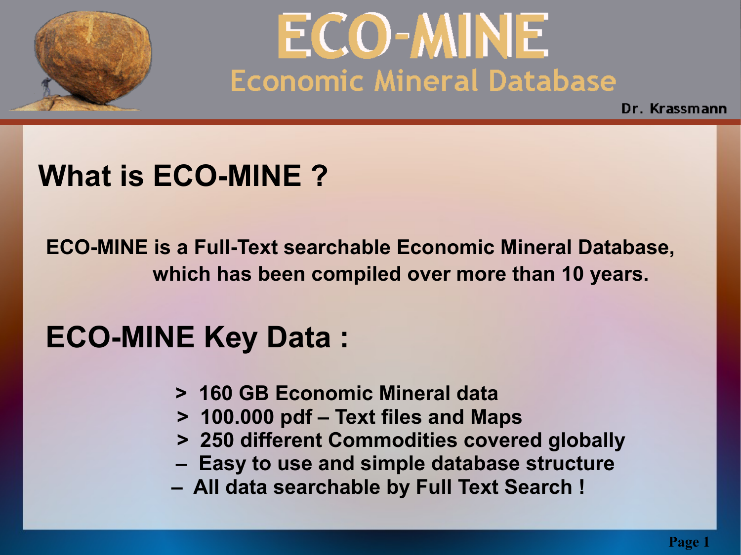# ECO-MINE

## Economic Mineral Database

Dr. Krassmann

## What is ECO-MINE ?

**ECO-MINE is a Full-Text searchable Economic Mineral Database, which has been compiled over more than 10 years.**

## ECO-MINE Key Data :

- **> 160 GB Economic Mineral data**
- **> 100.000 pdf – Text files and Maps**
- **> 250 different Commodities covered globally**
- **– Easy to use and simple database structure**
- **– All data searchable by Full Text Search !**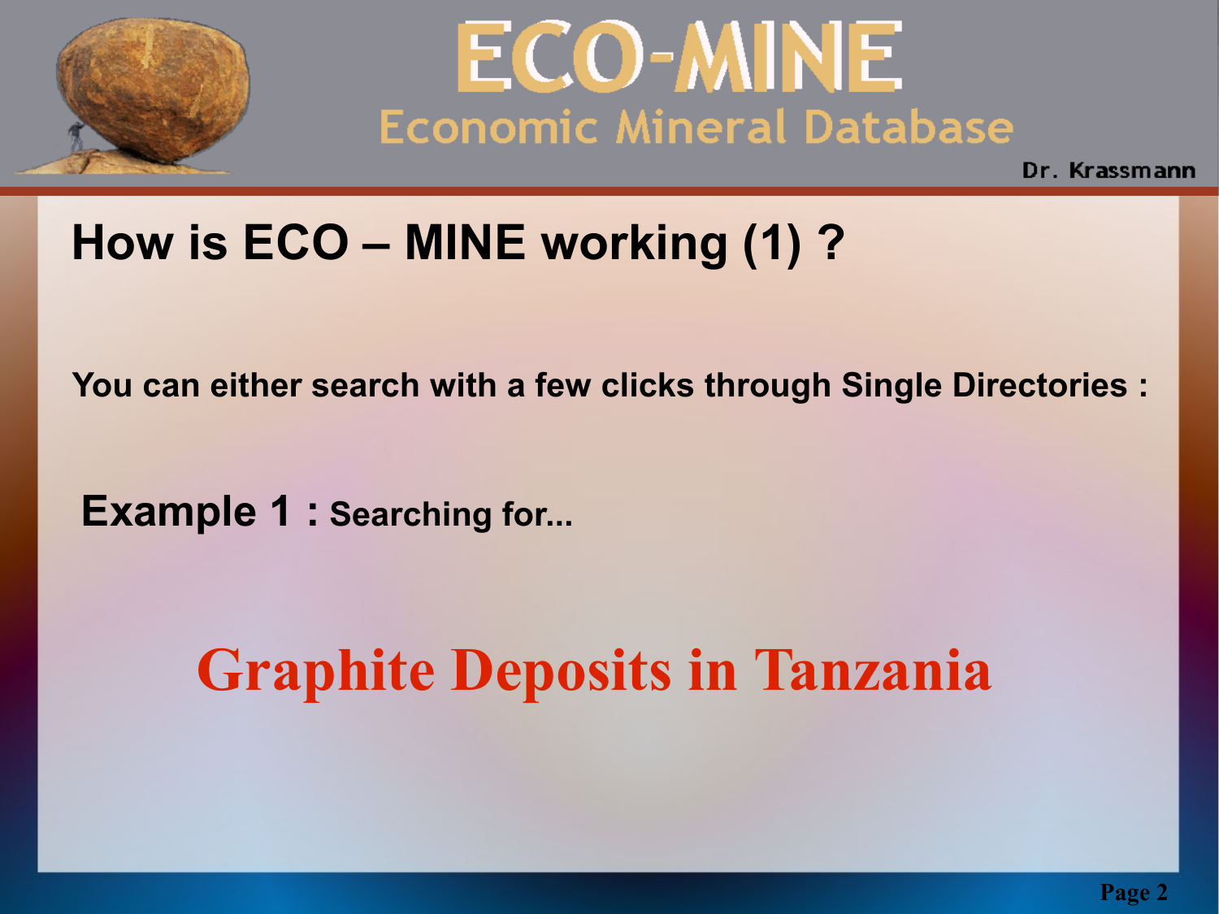# How is ECO – MINE working (1) ?

**You can either search with a few clicks through Single Directories :**

**Example 1 : Searching for...**

## Graphite Deposits in Tanzania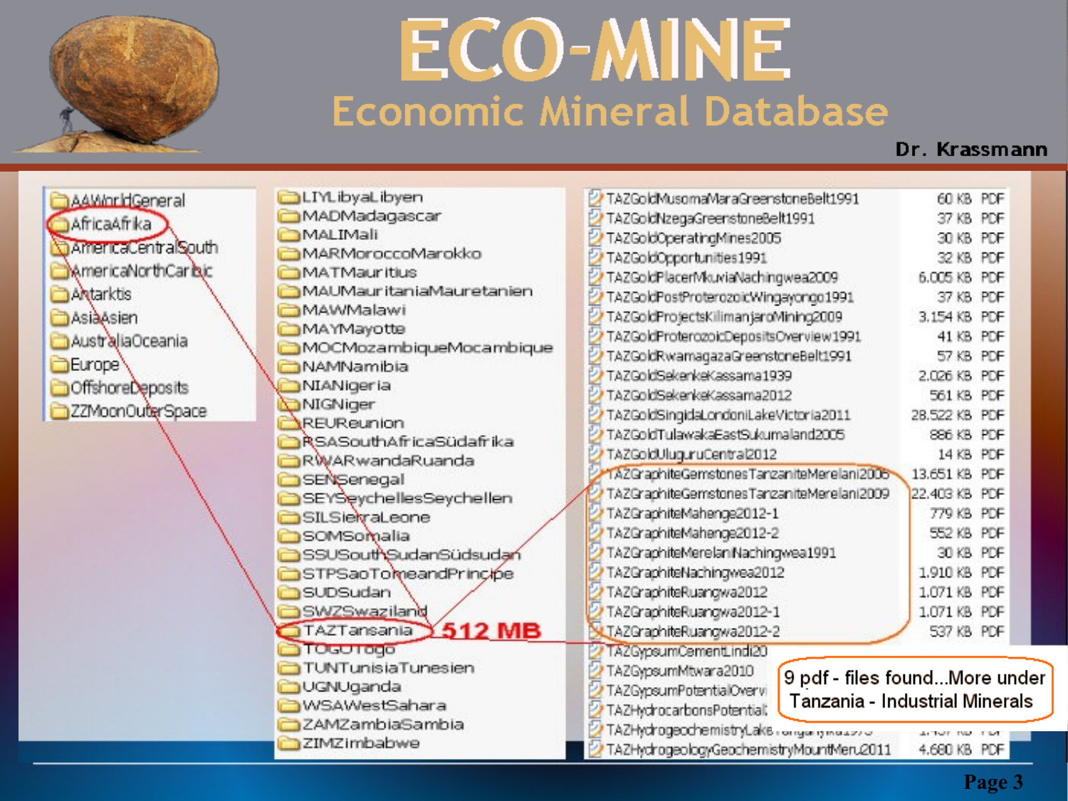# ECO-MINE

## Economic Mineral Database

Dr. Krassmann

- AAWorldGeneral
- AfricaAfrika
- AmericaCentralSouth
- AmericaNorthCarbic
- Antarktis
- AsiaAsien
- AustraliaOceania
- Europe
- OffshoreDeposits
- ZZMoonOuterSpace

- LIYLibyaLibyen
- MADMadagascar
- MALIMali
- MARMoroccoMarokko
- MATMauritius
- MAUMauritaniaMauretanien
- MAWMalawi
- MAYMayotte
- MOCMozambiqueMocambique
- NAMNamibia
- NIANigeria
- NIGNiger
- REUReunion
- RSASouthAfricaSüdafrika
- RWARwandaRuanda
- SENSenegal
- SEYSeychellesSeychellen
- SILSierraLeone
- SOMSomalia
- SSUSouthSudanSüdsudan
- STPSaoTomeandPrincipe
- SUDSudan
- SWZSwaziland
- TAZTansania **512 MB**
- TOGOTogo
- TUNTunisiaTunesien
- UGNUganda
- WSAWestSahara
- ZAMZambiaSambia
- ZIMZimbabwe

| File | Size | Type |
|---|---|---|
| TAZGoldMusomaMaraGreenstoneBelt1991 | 60 KB | PDF |
| TAZGoldNzegaGreenstoneBelt1991 | 37 KB | PDF |
| TAZGoldOperatingMines2005 | 30 KB | PDF |
| TAZGoldOpportunities1991 | 32 KB | PDF |
| TAZGoldPlacerMkuviaNachingwea2009 | 6.005 KB | PDF |
| TAZGoldPostProterozoicWingayongo1991 | 37 KB | PDF |
| TAZGoldProjectsKilimanjaroMining2009 | 3.154 KB | PDF |
| TAZGoldProterozoicDepositsOverview1991 | 41 KB | PDF |
| TAZGoldRwamagazaGreenstoneBelt1991 | 57 KB | PDF |
| TAZGoldSekenkeKassama1939 | 2.026 KB | PDF |
| TAZGoldSekenkeKassama2012 | 561 KB | PDF |
| TAZGoldSingidaLondoniLakeVictoria2011 | 28.522 KB | PDF |
| TAZGoldTulawakaEastSukumaland2005 | 886 KB | PDF |
| TAZGoldUluguruCentral2012 | 14 KB | PDF |
| TAZGraphiteGemstonesTanzaniteMerelani2005 | 13.651 KB | PDF |
| TAZGraphiteGemstonesTanzaniteMerelani2009 | 22.403 KB | PDF |
| TAZGraphiteMahenge2012-1 | 779 KB | PDF |
| TAZGraphiteMahenge2012-2 | 552 KB | PDF |
| TAZGraphiteMerelaniNachingwea1991 | 30 KB | PDF |
| TAZGraphiteNachingwea2012 | 1.910 KB | PDF |
| TAZGraphiteRuangwa2012 | 1.071 KB | PDF |
| TAZGraphiteRuangwa2012-1 | 1.071 KB | PDF |
| TAZGraphiteRuangwa2012-2 | 537 KB | PDF |
| TAZGypsumCementLindi20 | | |
| TAZGypsumMtwara2010 | | |
| TAZGypsumPotentialOverv | | |
| TAZHydrocarbonsPotential | | |
| TAZHydrogeochemistryLake... | | |
| TAZHydrogeologyGeochemistryMountMeru2011 | 4.680 KB | PDF |

9 pdf - files found...More under Tanzania - Industrial Minerals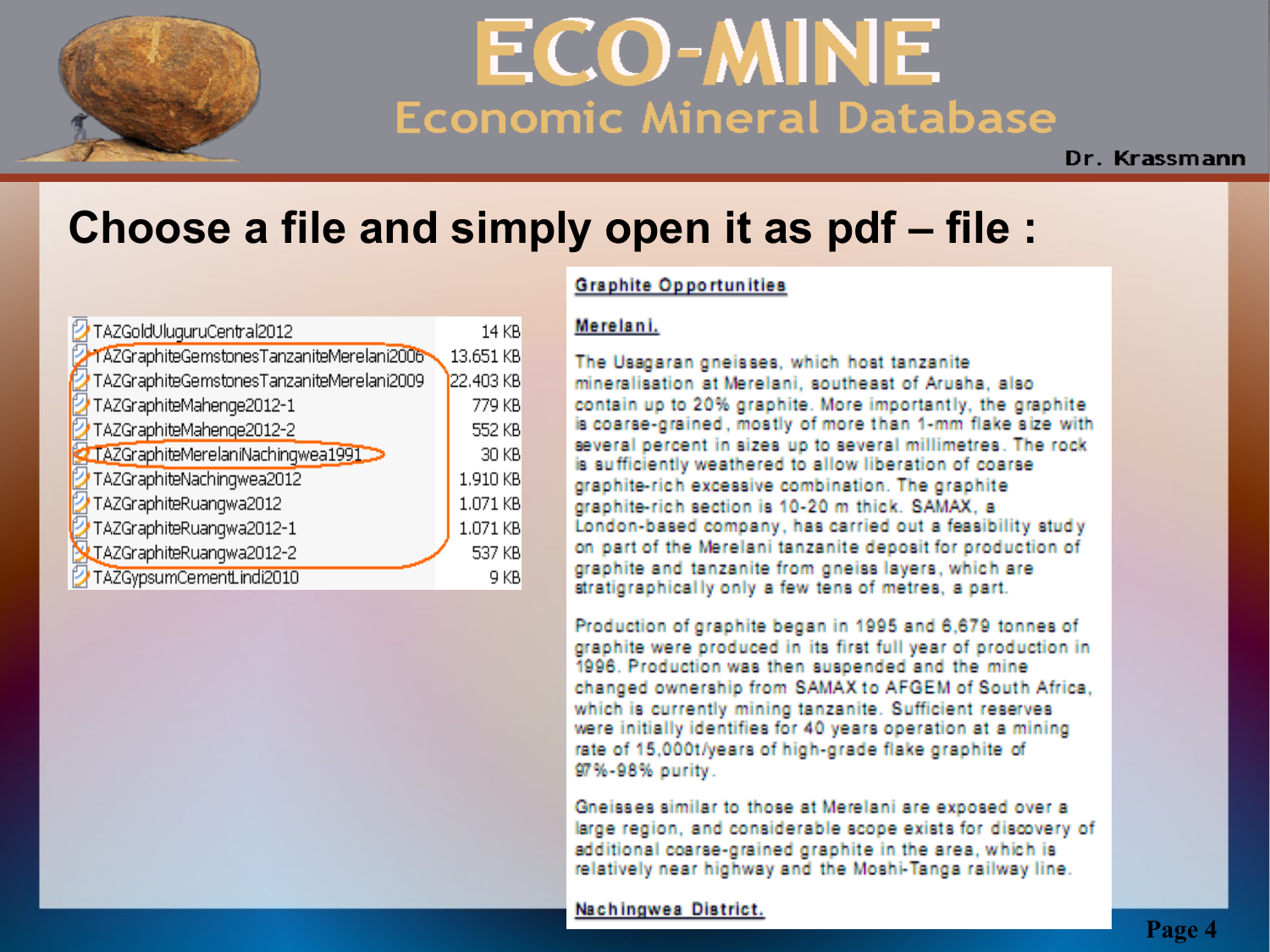## Choose a file and simply open it as pdf – file :

| File | Size |
| --- | --- |
| TAZGoldUluguruCentral2012 | 14 KB |
| TAZGraphiteGemstonesTanzaniteMerelani2006 | 13.651 KB |
| TAZGraphiteGemstonesTanzaniteMerelani2009 | 22.403 KB |
| TAZGraphiteMahenge2012-1 | 779 KB |
| TAZGraphiteMahenge2012-2 | 552 KB |
| TAZGraphiteMerelaniNachingwea1991 | 30 KB |
| TAZGraphiteNachingwea2012 | 1.910 KB |
| TAZGraphiteRuangwa2012 | 1.071 KB |
| TAZGraphiteRuangwa2012-1 | 1.071 KB |
| TAZGraphiteRuangwa2012-2 | 537 KB |
| TAZGypsumCementLindi2010 | 9 KB |

**Graphite Opportunities**

**Merelani.**

The Usagaran gneisses, which host tanzanite mineralisation at Merelani, southeast of Arusha, also contain up to 20% graphite. More importantly, the graphite is coarse-grained, mostly of more than 1-mm flake size with several percent in sizes up to several millimetres. The rock is sufficiently weathered to allow liberation of coarse graphite-rich excessive combination. The graphite graphite-rich section is 10-20 m thick. SAMAX, a London-based company, has carried out a feasibility study on part of the Merelani tanzanite deposit for production of graphite and tanzanite from gneiss layers, which are stratigraphically only a few tens of metres, a part.

Production of graphite began in 1995 and 6,679 tonnes of graphite were produced in its first full year of production in 1996. Production was then suspended and the mine changed ownership from SAMAX to AFGEM of South Africa, which is currently mining tanzanite. Sufficient reserves were initially identifies for 40 years operation at a mining rate of 15,000t/years of high-grade flake graphite of 97%-98% purity.

Gneisses similar to those at Merelani are exposed over a large region, and considerable scope exists for discovery of additional coarse-grained graphite in the area, which is relatively near highway and the Moshi-Tanga railway line.

**Nachingwea District.**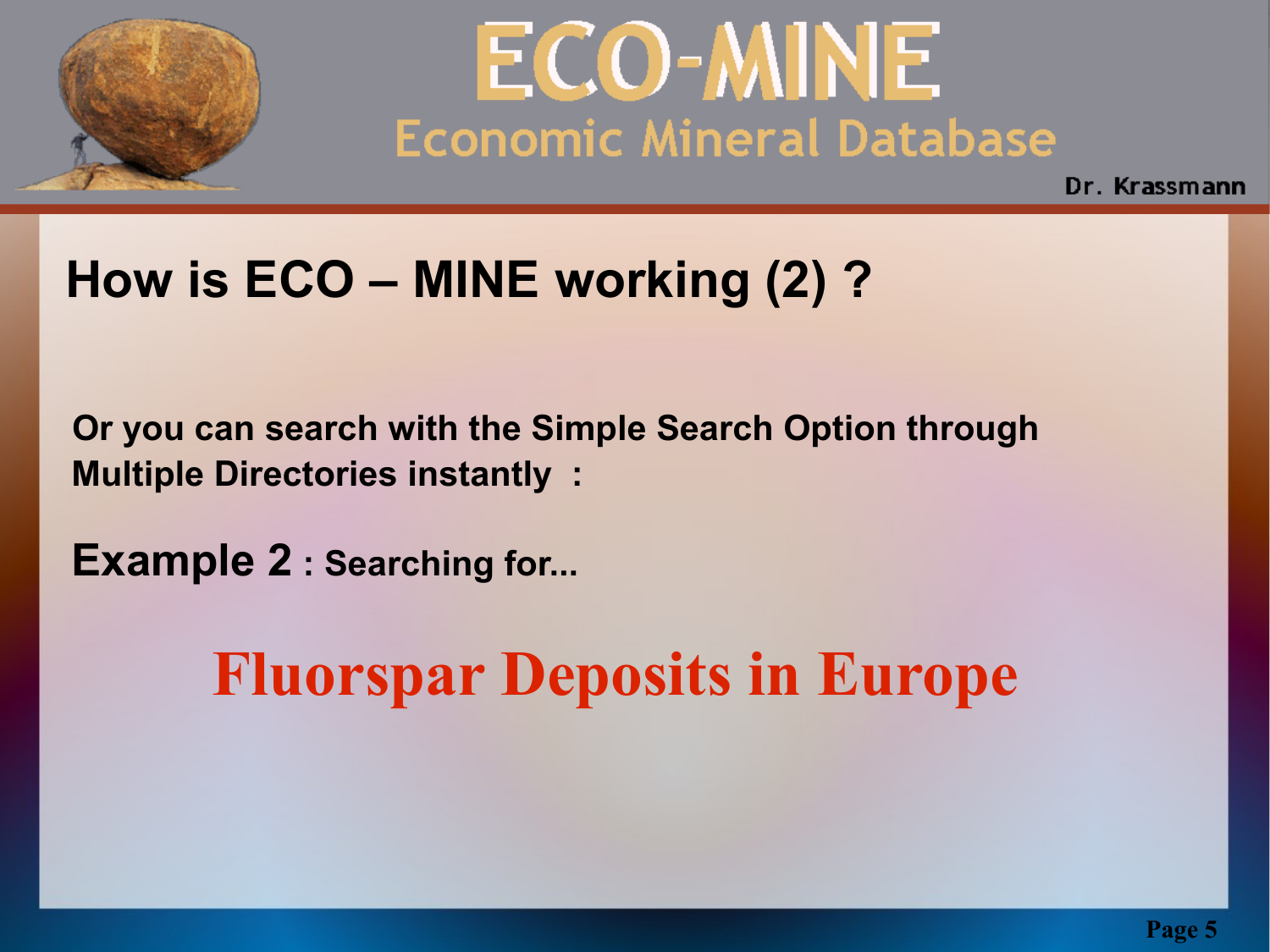## How is ECO – MINE working (2) ?

**Or you can search with the Simple Search Option through Multiple Directories instantly :**

**Example 2 : Searching for...**

# Fluorspar Deposits in Europe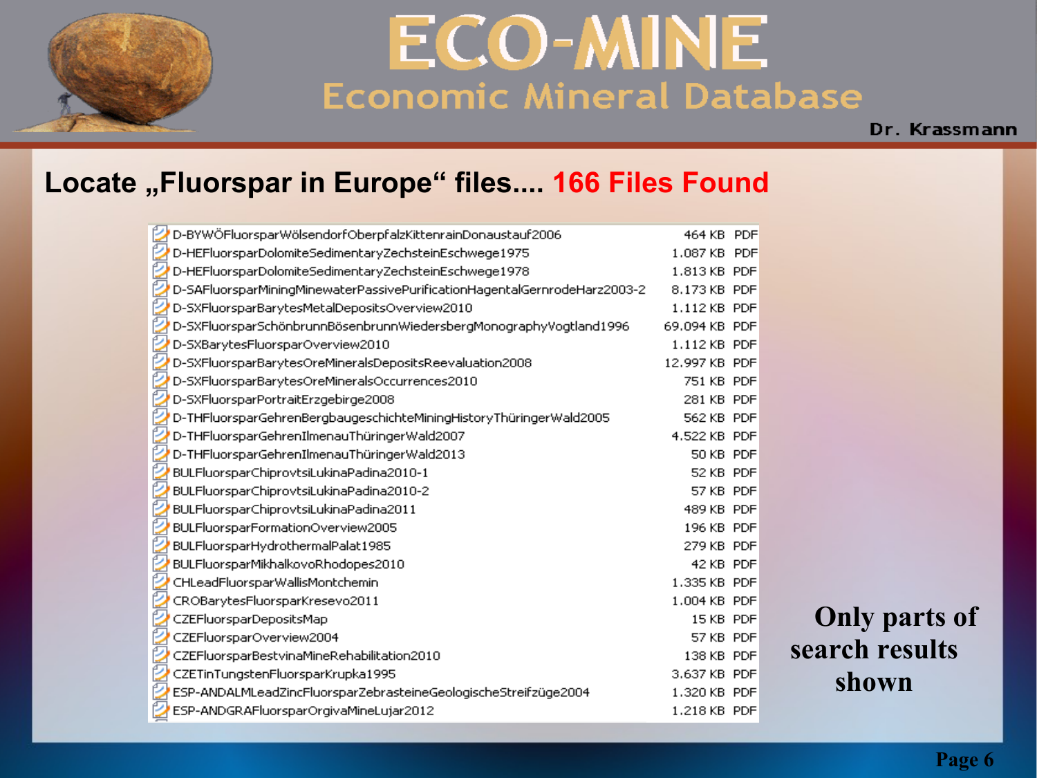## Locate „Fluorspar in Europe“ files.... 166 Files Found

| File | Size | Type |
|---|---|---|
| D-BYWÖFluorsparWölsendorfOberpfalzKittenrainDonaustauf2006 | 464 KB | PDF |
| D-HEFluorsparDolomiteSedimentaryZechsteinEschwege1975 | 1.087 KB | PDF |
| D-HEFluorsparDolomiteSedimentaryZechsteinEschwege1978 | 1.813 KB | PDF |
| D-SAFluorsparMiningMinewaterPassivePurificationHagentalGernrodeHarz2003-2 | 8.173 KB | PDF |
| D-SXFluorsparBarytesMetalDepositsOverview2010 | 1.112 KB | PDF |
| D-SXFluorsparSchönbrunnBösenbrunnWiedersbergMonographyVogtland1996 | 69.094 KB | PDF |
| D-SXBarytesFluorsparOverview2010 | 1.112 KB | PDF |
| D-SXFluorsparBarytesOreMineralsDepositsReevaluation2008 | 12.997 KB | PDF |
| D-SXFluorsparBarytesOreMineralsOccurrences2010 | 751 KB | PDF |
| D-SXFluorsparPortraitErzgebirge2008 | 281 KB | PDF |
| D-THFluorsparGehrenBergbaugeschichteMiningHistoryThüringerWald2005 | 562 KB | PDF |
| D-THFluorsparGehrenIlmenauThüringerWald2007 | 4.522 KB | PDF |
| D-THFluorsparGehrenIlmenauThüringerWald2013 | 50 KB | PDF |
| BULFluorsparChiprovtsiLukinaPadina2010-1 | 52 KB | PDF |
| BULFluorsparChiprovtsiLukinaPadina2010-2 | 57 KB | PDF |
| BULFluorsparChiprovtsiLukinaPadina2011 | 489 KB | PDF |
| BULFluorsparFormationOverview2005 | 196 KB | PDF |
| BULFluorsparHydrothermalPalat1985 | 279 KB | PDF |
| BULFluorsparMikhalkovoRhodopes2010 | 42 KB | PDF |
| CHLeadFluorsparWallisMontchemin | 1.335 KB | PDF |
| CROBarytesFluorsparKresevo2011 | 1.004 KB | PDF |
| CZEFluorsparDepositsMap | 15 KB | PDF |
| CZEFluorsparOverview2004 | 57 KB | PDF |
| CZEFluorsparBestvinaMineRehabilitation2010 | 138 KB | PDF |
| CZETinTungstenFluorsparKrupka1995 | 3.637 KB | PDF |
| ESP-ANDALMLeadZincFluorsparZebrasteineGeologischeStreifzüge2004 | 1.320 KB | PDF |
| ESP-ANDGRAFluorsparOrgivaMineLujar2012 | 1.218 KB | PDF |

**Only parts of search results shown**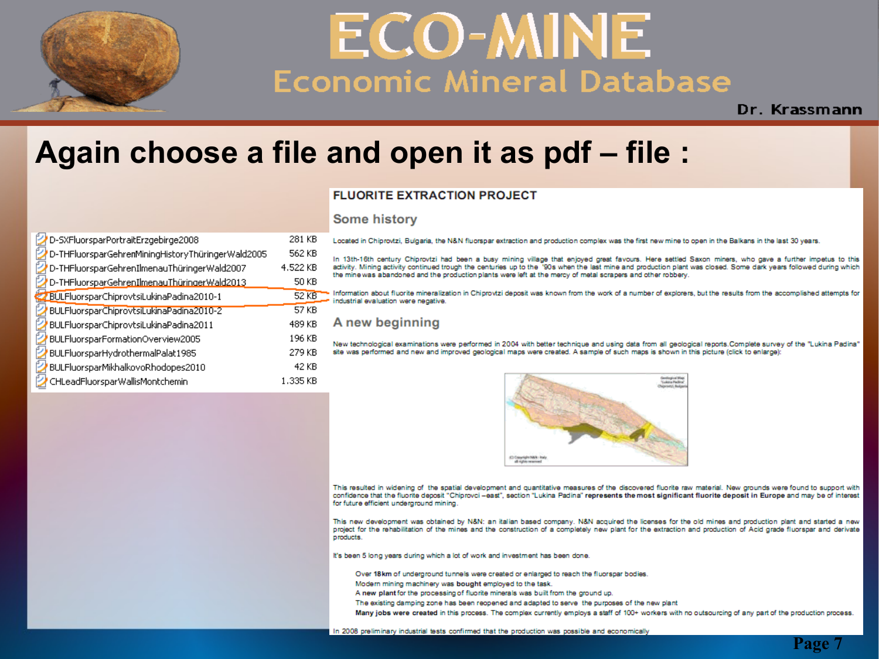# Again choose a file and open it as pdf – file :

| File | Size |
|---|---|
| D-SXFluorsparPortraitErzgebirge2008 | 281 KB |
| D-THFluorsparGehrenMiningHistoryThüringerWald2005 | 562 KB |
| D-THFluorsparGehrenIlmenauThüringerWald2007 | 4.522 KB |
| D-THFluorsparGehrenIlmenauThüringerWald2013 | 50 KB |
| BULFluorsparChiprovtsiLukinaPadina2010-1 | 52 KB |
| BULFluorsparChiprovtsiLukinaPadina2010-2 | 57 KB |
| BULFluorsparChiprovtsiLukinaPadina2011 | 489 KB |
| BULFluorsparFormationOverview2005 | 196 KB |
| BULFluorsparHydrothermalPalat1985 | 279 KB |
| BULFluorsparMikhalkovoRhodopes2010 | 42 KB |
| CHLeadFluorsparWallisMontchemin | 1.335 KB |

## FLUORITE EXTRACTION PROJECT

### Some history

Located in Chiprovtzi, Bulgaria, the N&N fluorspar extraction and production complex was the first new mine to open in the Balkans in the last 30 years.

In 13th-16th century Chiprovtzi had been a busy mining village that enjoyed great favours. Here settled Saxon miners, who gave a further impetus to this activity. Mining activity continued trough the centuries up to the '90s when the last mine and production plant was closed. Some dark years followed during which the mine was abandoned and the production plants were left at the mercy of metal scrapers and other robbery.

Information about fluorite mineralization in Chiprovtzi deposit was known from the work of a number of explorers, but the results from the accomplished attempts for industrial evaluation were negative.

### A new beginning

New technological examinations were performed in 2004 with better technique and using data from all geological reports.Complete survey of the "Lukina Padina" site was performed and new and improved geological maps were created. A sample of such maps is shown in this picture (click to enlarge):

This resulted in widening of the spatial development and quantitative measures of the discovered fluorite raw material. New grounds were found to support with confidence that the fluorite deposit "Chiprovci –east", section "Lukina Padina" **represents the most significant fluorite deposit in Europe** and may be of interest for future efficient underground mining.

This new development was obtained by N&N: an italian based company. N&N acquired the licenses for the old mines and production plant and started a new project for the rehabilitation of the mines and the construction of a completely new plant for the extraction and production of Acid grade fluorspar and derivate products.

It's been 5 long years during which a lot of work and investment has been done.

- Over **18km** of underground tunnels were created or enlarged to reach the fluorspar bodies.
- Modern mining machinery was **bought** employed to the task.
- A **new plant** for the processing of fluorite minerals was built from the ground up.
- The existing damping zone has been reopened and adapted to serve the purposes of the new plant
- **Many jobs were created** in this process. The complex currently employs a staff of 100+ workers with no outsourcing of any part of the production process.

In 2008 preliminary industrial tests confirmed that the production was possible and economically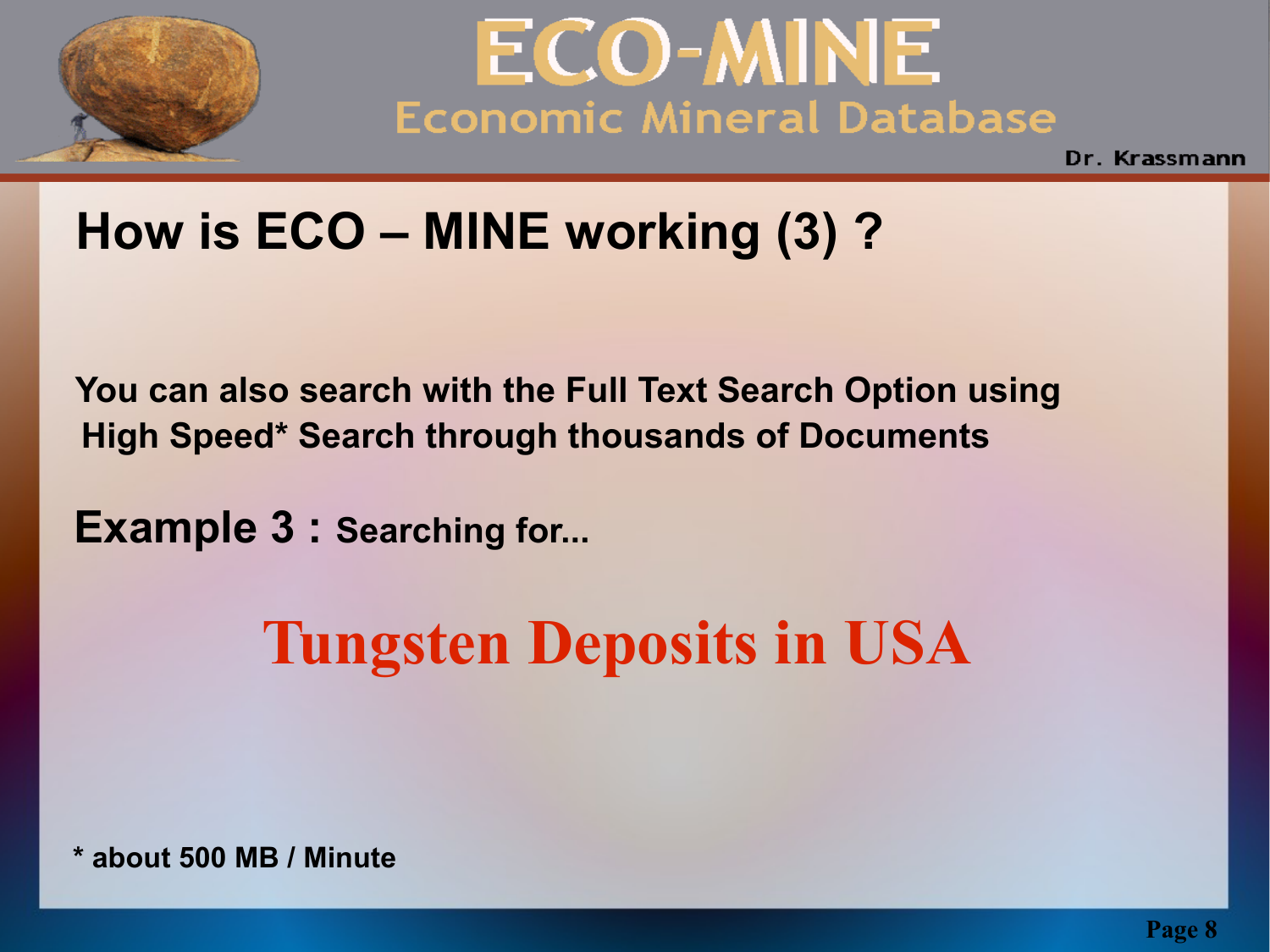## How is ECO – MINE working (3) ?

**You can also search with the Full Text Search Option using High Speed* Search through thousands of Documents**

**Example 3 : Searching for...**

# Tungsten Deposits in USA

**\* about 500 MB / Minute**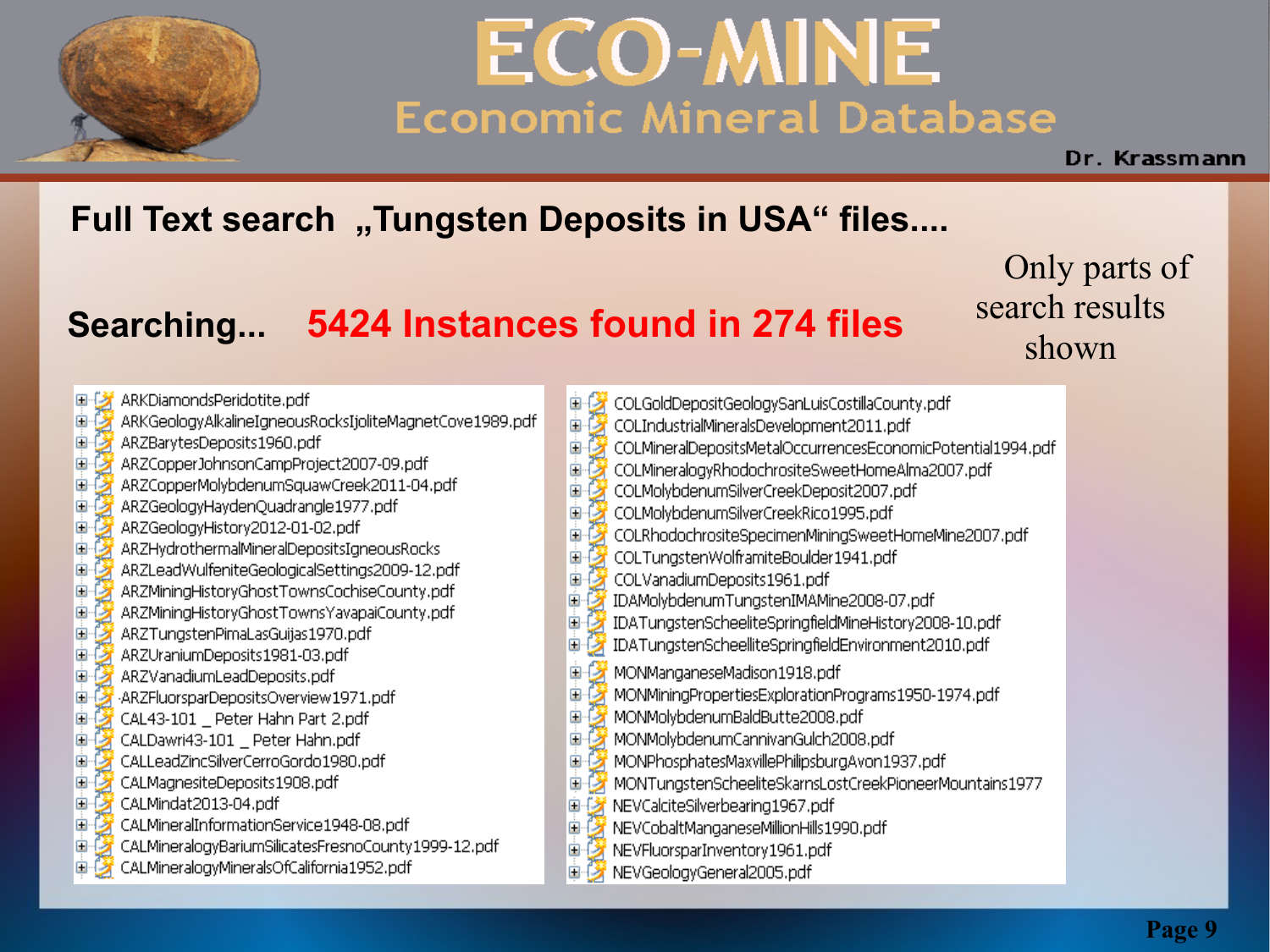# ECO-MINE

## Economic Mineral Database

Dr. Krassmann

## Full Text search „Tungsten Deposits in USA“ files....

**Searching...** **5424 Instances found in 274 files**

Only parts of search results shown

- ARKDiamondsPeridotite.pdf
- ARKGeologyAlkalineIgneousRocksIjoliteMagnetCove1989.pdf
- ARZBarytesDeposits1960.pdf
- ARZCopperJohnsonCampProject2007-09.pdf
- ARZCopperMolybdenumSquawCreek2011-04.pdf
- ARZGeologyHaydenQuadrangle1977.pdf
- ARZGeologyHistory2012-01-02.pdf
- ARZHydrothermalMineralDepositsIgneousRocks
- ARZLeadWulfeniteGeologicalSettings2009-12.pdf
- ARZMiningHistoryGhostTownsCochiseCounty.pdf
- ARZMiningHistoryGhostTownsYavapaiCounty.pdf
- ARZTungstenPimaLasGuijas1970.pdf
- ARZUraniumDeposits1981-03.pdf
- ARZVanadiumLeadDeposits.pdf
- ARZFluorsparDepositsOverview1971.pdf
- CAL43-101 _ Peter Hahn Part 2.pdf
- CALDawri43-101 _ Peter Hahn.pdf
- CALLeadZincSilverCerroGordo1980.pdf
- CALMagnesiteDeposits1908.pdf
- CALMindat2013-04.pdf
- CALMineralInformationService1948-08.pdf
- CALMineralogyBariumSilicatesFresnoCounty1999-12.pdf
- CALMineralogyMineralsOfCalifornia1952.pdf
- COLGoldDepositGeologySanLuisCostillaCounty.pdf
- COLIndustrialMineralsDevelopment2011.pdf
- COLMineralDepositsMetalOccurrencesEconomicPotential1994.pdf
- COLMineralogyRhodochrositeSweetHomeAlma2007.pdf
- COLMolybdenumSilverCreekDeposit2007.pdf
- COLMolybdenumSilverCreekRico1995.pdf
- COLRhodochrositeSpecimenMiningSweetHomeMine2007.pdf
- COLTungstenWolframiteBoulder1941.pdf
- COLVanadiumDeposits1961.pdf
- IDAMolybdenumTungstenIMAMine2008-07.pdf
- IDATungstenScheeliteSpringfieldMineHistory2008-10.pdf
- IDATungstenScheeliteSpringfieldEnvironment2010.pdf
- MONManganeseMadison1918.pdf
- MONMiningPropertiesExplorationPrograms1950-1974.pdf
- MONMolybdenumBaldButte2008.pdf
- MONMolybdenumCannivanGulch2008.pdf
- MONPhosphatesMaxvillePhilipsburgAvon1937.pdf
- MONTungstenScheeliteSkarnsLostCreekPioneerMountains1977
- NEVCalciteSilverbearing1967.pdf
- NEVCobaltManganeseMillionHills1990.pdf
- NEVFluorsparInventory1961.pdf
- NEVGeologyGeneral2005.pdf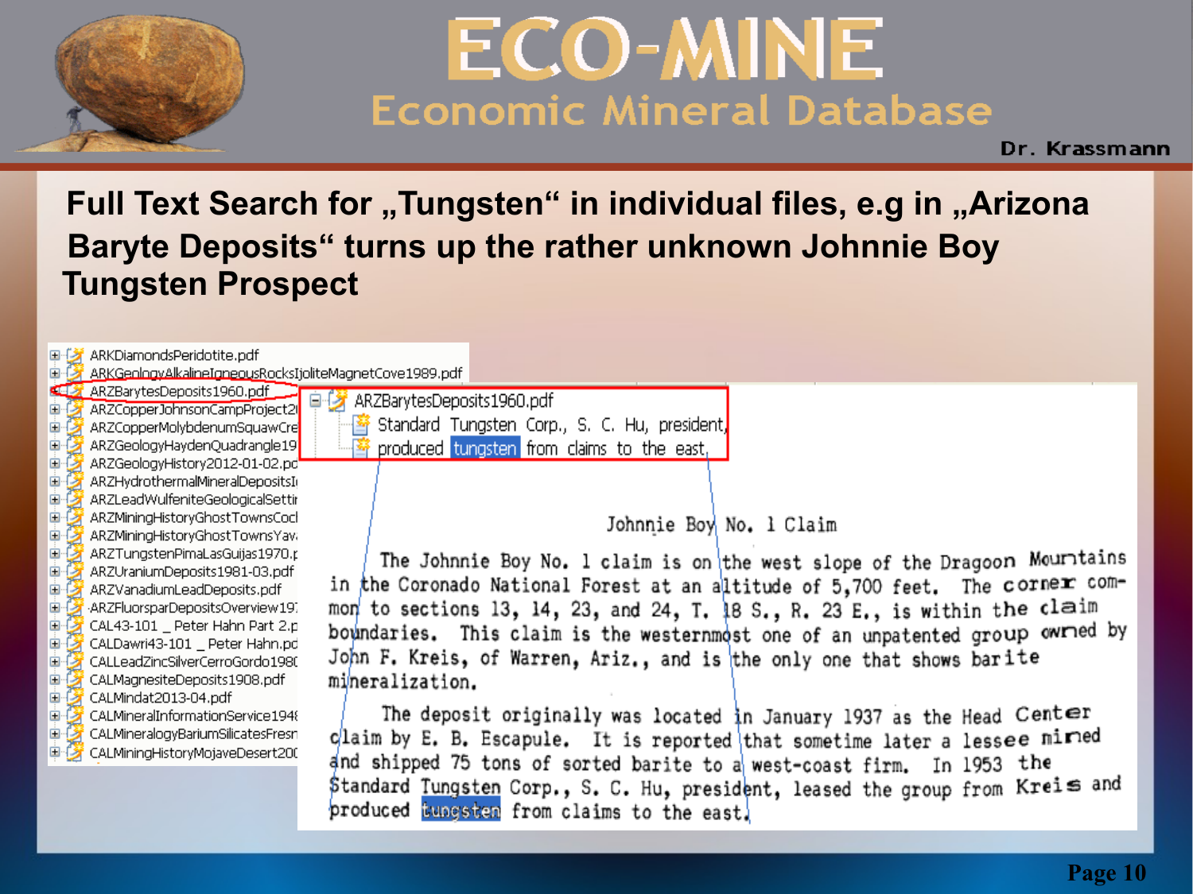# ECO-MINE

## Economic Mineral Database

Dr. Krassmann

**Full Text Search for „Tungsten" in individual files, e.g in „Arizona Baryte Deposits" turns up the rather unknown Johnnie Boy Tungsten Prospect**

- ARKDiamondsPeridotite.pdf
- ARKGeologyAlkalineIgneousRocksIjoliteMagnetCove1989.pdf
- ARZBarytesDeposits1960.pdf
- ARZCopperJohnsonCampProject2
- ARZCopperMolybdenumSquawCre
- ARZGeologyHaydenQuadrangle19
- ARZGeologyHistory2012-01-02.pd
- ARZHydrothermalMineralDepositsI
- ARZLeadWulfeniteGeologicalSettir
- ARZMiningHistoryGhostTownsCocl
- ARZMiningHistoryGhostTownsYav
- ARZTungstenPimaLasGuijas1970.
- ARZUraniumDeposits1981-03.pdf
- ARZVanadiumLeadDeposits.pdf
- ARZFluorsparDepositsOverview19
- CAL43-101 _ Peter Hahn Part 2.p
- CALDawri43-101 _ Peter Hahn.pd
- CALLeadZincSilverCerroGordo198
- CALMagnesiteDeposits1908.pdf
- CALMindat2013-04.pdf
- CALMineralInformationService194
- CALMineralogyBariumSilicatesFres
- CALMiningHistoryMojaveDesert20

ARZBarytesDeposits1960.pdf
- Standard Tungsten Corp., S. C. Hu, president,
- produced tungsten from claims to the east,

Johnnie Boy No. 1 Claim

The Johnnie Boy No. 1 claim is on the west slope of the Dragoon Mountains in the Coronado National Forest at an altitude of 5,700 feet. The corner common to sections 13, 14, 23, and 24, T. 18 S., R. 23 E., is within the claim boundaries. This claim is the westernmost one of an unpatented group owned by John F. Kreis, of Warren, Ariz., and is the only one that shows barite mineralization.

The deposit originally was located in January 1937 as the Head Center claim by E. B. Escapule. It is reported that sometime later a lessee mined and shipped 75 tons of sorted barite to a west-coast firm. In 1953 the Standard Tungsten Corp., S. C. Hu, president, leased the group from Kreis and produced tungsten from claims to the east.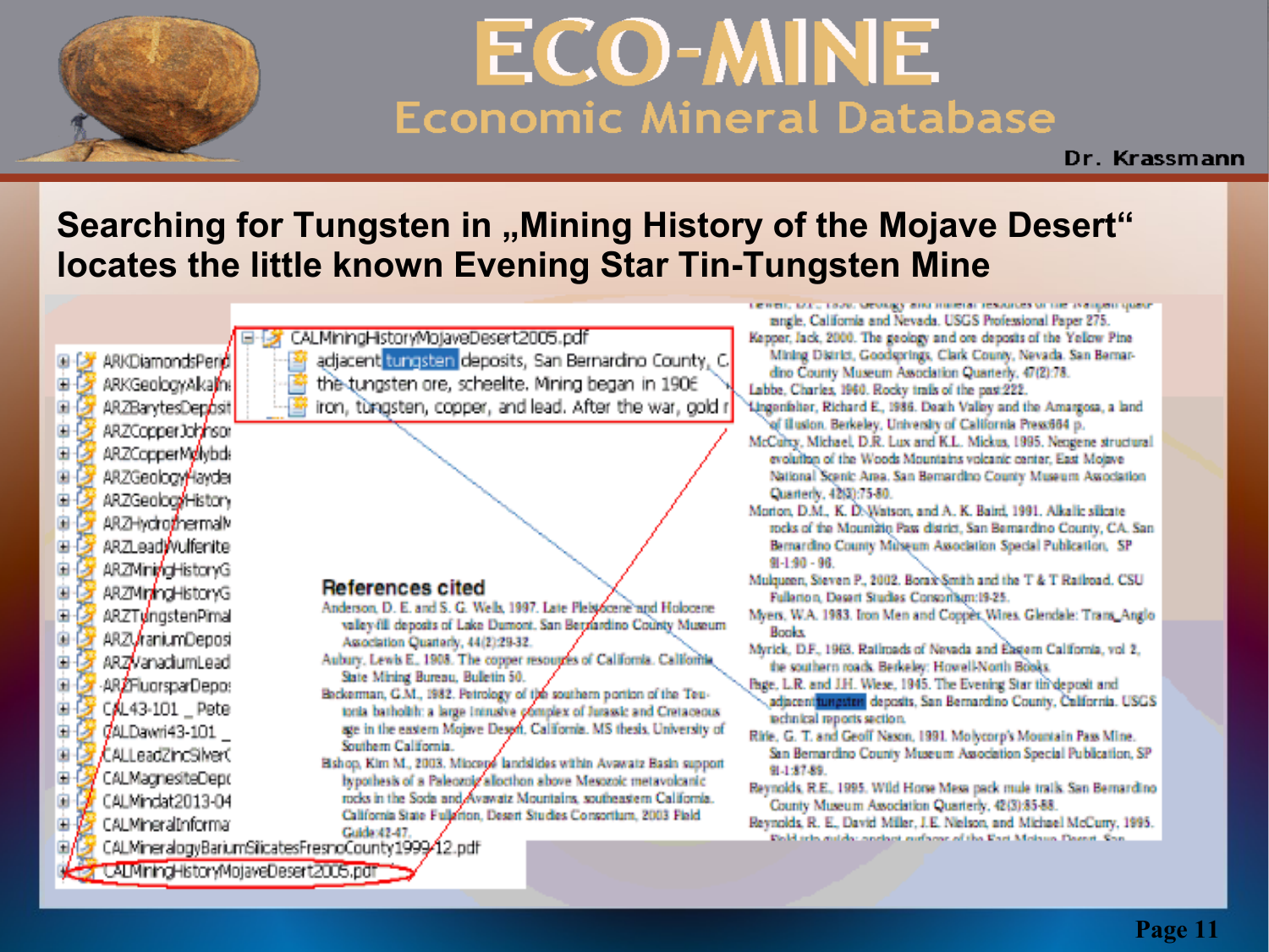# ECO-MINE

## Economic Mineral Database

Dr. Krassmann

## Searching for Tungsten in „Mining History of the Mojave Desert“ locates the little known Evening Star Tin-Tungsten Mine

- ARKDiamondsPer
- ARKGeologyAlkal
- ARZBarytesDeposit
- ARZCopperJohnso
- ARZCopperMolybd
- ARZGeologyHayde
- ARZGeologyHistory
- ARZHydrothermalM
- ARZLeadWulfenite
- ARZMiningHistoryG
- ARZMiningHistoryG
- ARZTungstenPima
- ARZUraniumDeposi
- ARZVanadiumLead
- ARZFluorsparDepo
- CAL43-101 _ Pete
- CALDawn43-101 _
- CALLeadZincSilverC
- CALMagnesiteDep
- CALMindat2013-04
- CALMineralInforma
- CALMineralogyBariumSilicatesFresnoCounty1999-12.pdf
- CALMiningHistoryMojaveDesert2005.pdf

CALMiningHistoryMojaveDesert2005.pdf
- adjacent tungsten deposits, San Bernardino County, C
- the tungsten ore, scheelite. Mining began in 1906
- iron, tungsten, copper, and lead. After the war, gold r

### References cited

Anderson, D. E. and S. G. Wells, 1997. Late Pleistocene and Holocene valley-fill deposits of Lake Dumont. San Bernardino County Museum Association Quarterly, 44(2):29-32.

Aubury, Lewis E., 1908. The copper resources of California. California State Mining Bureau, Bulletin 50.

Beckerman, G.M., 1982. Petrology of the southern portion of the Teutonia batholith: a large intrusive complex of Jurassic and Cretaceous age in the eastern Mojave Desert, California. MS thesis, University of Southern California.

Bishop, Kim M., 2003. Miocene landslides within Avawatz Basin support hypothesis of a Paleozoic allocthon above Mesozoic metavolcanic rocks in the Soda and Avawatz Mountains, southeastern California. California State Fullerton, Desert Studies Consortium, 2003 Field Guide:42-47.

...angle, California and Nevada. USGS Professional Paper 275.

Kepper, Jack, 2000. The geology and ore deposits of the Yellow Pine Mining District, Goodsprings, Clark County, Nevada. San Bernardino County Museum Association Quarterly, 47(2):78.

Labbe, Charles, 1960. Rocky trails of the past:222.

Lingenfelter, Richard E., 1986. Death Valley and the Amargosa, a land of illusion. Berkeley, University of California Press:664 p.

McCurry, Michael, D.R. Lux and K.L. Mickus, 1995. Neogene structural evolution of the Woods Mountains volcanic center, East Mojave National Scenic Area. San Bernardino County Museum Association Quarterly, 42(3):75-80.

Morton, D.M., K. D. Watson, and A. K. Baird, 1991. Alkalic silicate rocks of the Mountain Pass district, San Bernardino County, CA. San Bernardino County Museum Association Special Publication, SP 91-1:90 - 98.

Mulqueen, Steven P., 2002. Borax Smith and the T & T Railroad. CSU Fullerton, Desert Studies Consortium:19-25.

Myers, W.A. 1983. Iron Men and Copper Wires. Glendale: Trans_Anglo Books.

Myrick, D.F., 1963. Railroads of Nevada and Eastern California, vol 2, the southern roads. Berkeley: Howell-North Books.

Page, L.R. and J.H. Wiese, 1945. The Evening Star tin deposit and adjacent tungsten deposits, San Bernardino County, California. USGS technical reports section.

Rile, G. T. and Geoff Nason, 1991. Molycorp's Mountain Pass Mine. San Bernardino County Museum Association Special Publication, SP 91-1:87-89.

Reynolds, R.E., 1995. Wild Horse Mesa pack mule trails. San Bernardino County Museum Association Quarterly, 42(3):85-88.

Reynolds, R. E., David Miller, J.E. Nielson, and Michael McCurry, 1995. Field trip guide: ancient surfaces of the East Mojave Desert. San...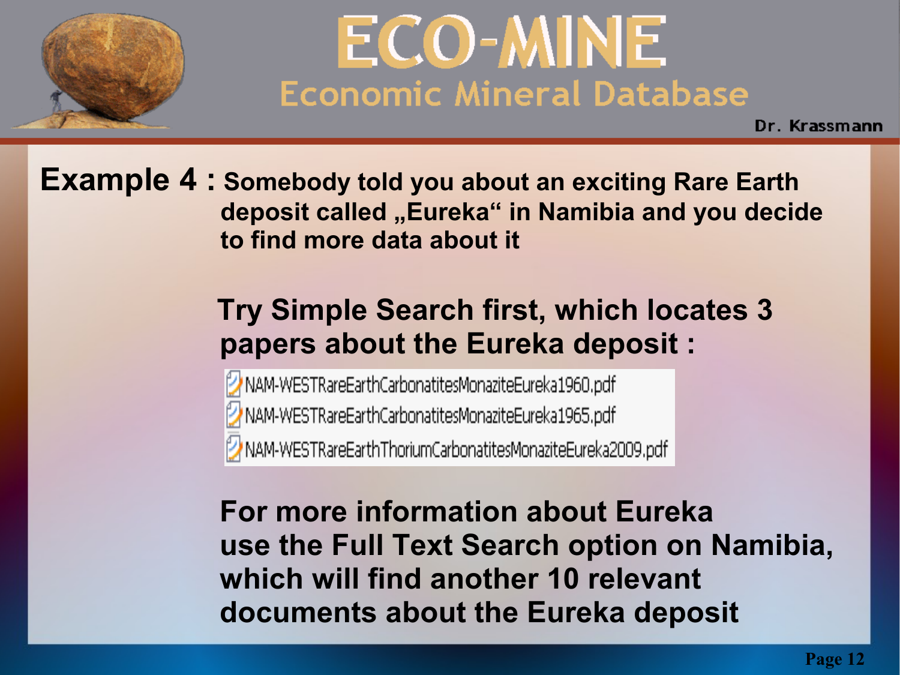**Example 4 :** **Somebody told you about an exciting Rare Earth deposit called „Eureka“ in Namibia and you decide to find more data about it**

**Try Simple Search first, which locates 3 papers about the Eureka deposit :**

- NAM-WESTRareEarthCarbonatitesMonaziteEureka1960.pdf
- NAM-WESTRareEarthCarbonatitesMonaziteEureka1965.pdf
- NAM-WESTRareEarthThoriumCarbonatitesMonaziteEureka2009.pdf

**For more information about Eureka use the Full Text Search option on Namibia, which will find another 10 relevant documents about the Eureka deposit**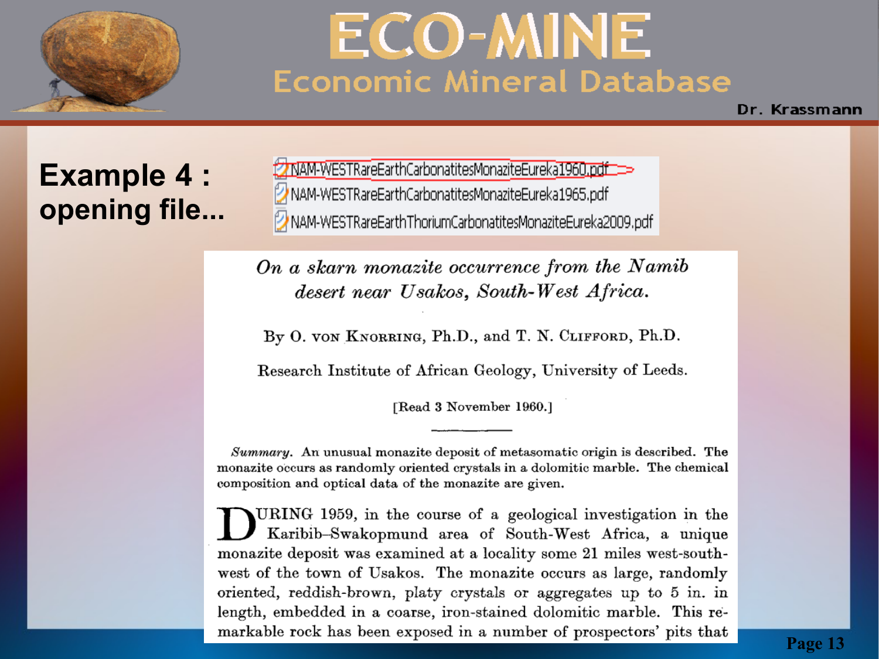# ECO-MINE

## Economic Mineral Database

Dr. Krassmann

**Example 4 : opening file...**

- NAM-WESTRareEarthCarbonatitesMonaziteEureka1960.pdf
- NAM-WESTRareEarthCarbonatitesMonaziteEureka1965.pdf
- NAM-WESTRareEarthThoriumCarbonatitesMonaziteEureka2009.pdf

*On a skarn monazite occurrence from the Namib desert near Usakos, South-West Africa.*

By O. von Knorring, Ph.D., and T. N. Clifford, Ph.D.

Research Institute of African Geology, University of Leeds.

[Read 3 November 1960.]

*Summary.* An unusual monazite deposit of metasomatic origin is described. The monazite occurs as randomly oriented crystals in a dolomitic marble. The chemical composition and optical data of the monazite are given.

During 1959, in the course of a geological investigation in the Karibib–Swakopmund area of South-West Africa, a unique monazite deposit was examined at a locality some 21 miles west-south-west of the town of Usakos. The monazite occurs as large, randomly oriented, reddish-brown, platy crystals or aggregates up to 5 in. in length, embedded in a coarse, iron-stained dolomitic marble. This remarkable rock has been exposed in a number of prospectors' pits that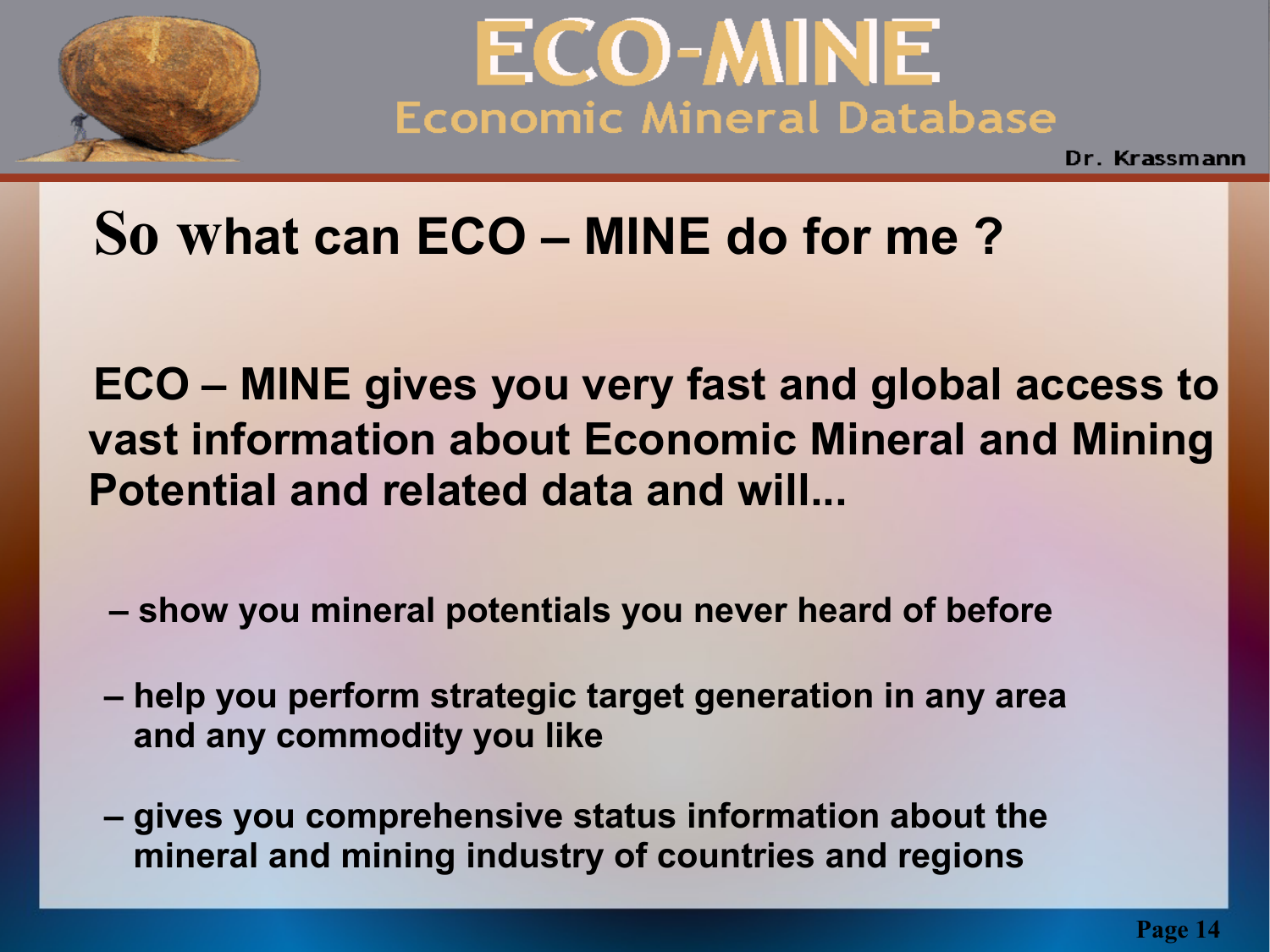# So what can ECO – MINE do for me ?

**ECO – MINE gives you very fast and global access to vast information about Economic Mineral and Mining Potential and related data and will...**

- **show you mineral potentials you never heard of before**
- **help you perform strategic target generation in any area and any commodity you like**
- **gives you comprehensive status information about the mineral and mining industry of countries and regions**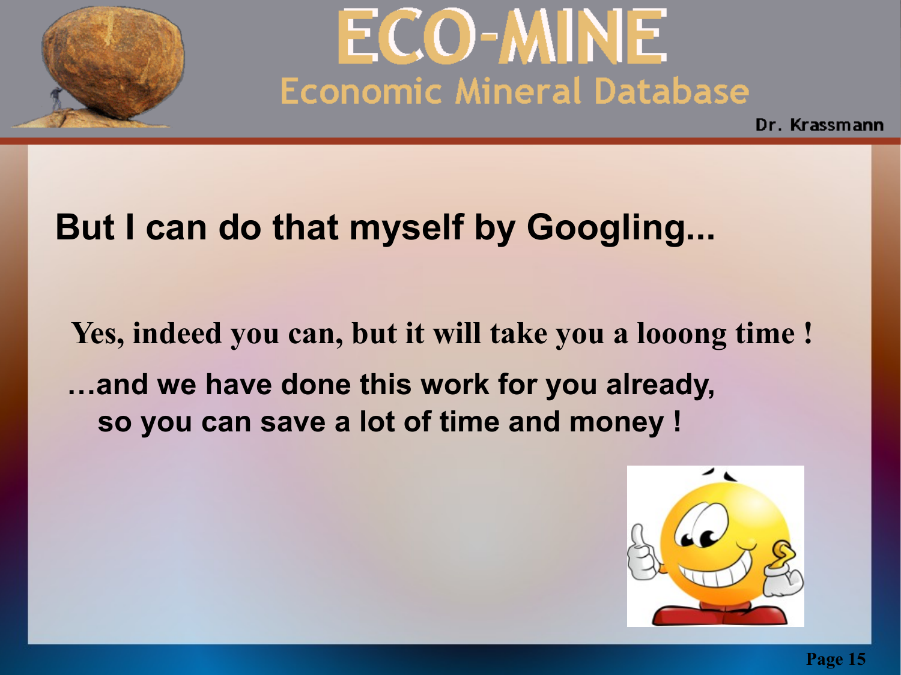## But I can do that myself by Googling...

**Yes, indeed you can, but it will take you a looong time !**

**…and we have done this work for you already, so you can save a lot of time and money !**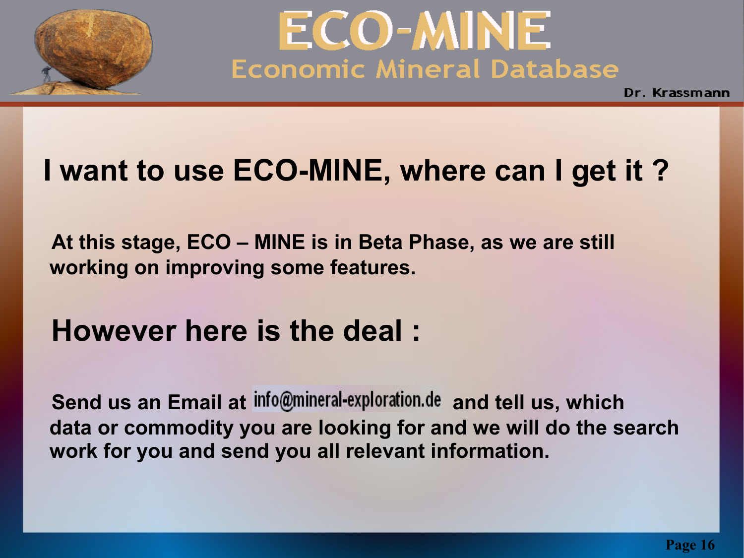# I want to use ECO-MINE, where can I get it ?

**At this stage, ECO – MINE is in Beta Phase, as we are still working on improving some features.**

## However here is the deal :

**Send us an Email at info@mineral-exploration.de and tell us, which data or commodity you are looking for and we will do the search work for you and send you all relevant information.**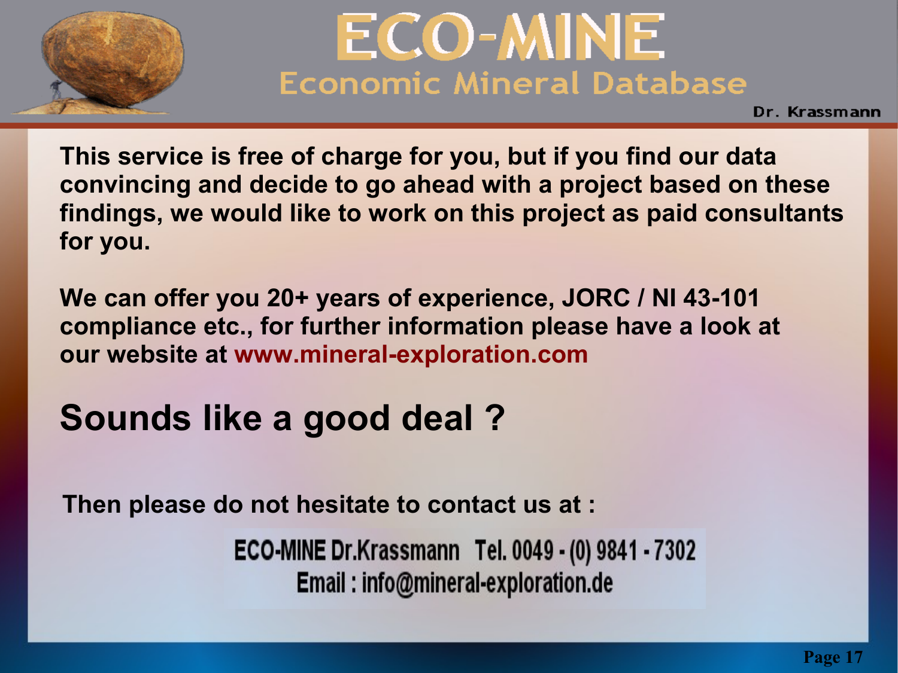# ECO-MINE

## Economic Mineral Database

Dr. Krassmann

**This service is free of charge for you, but if you find our data convincing and decide to go ahead with a project based on these findings, we would like to work on this project as paid consultants for you.**

**We can offer you 20+ years of experience, JORC / NI 43-101 compliance etc., for further information please have a look at our website at www.mineral-exploration.com**

## Sounds like a good deal ?

**Then please do not hesitate to contact us at :**

**ECO-MINE Dr.Krassmann Tel. 0049 - (0) 9841 - 7302**
**Email : info@mineral-exploration.de**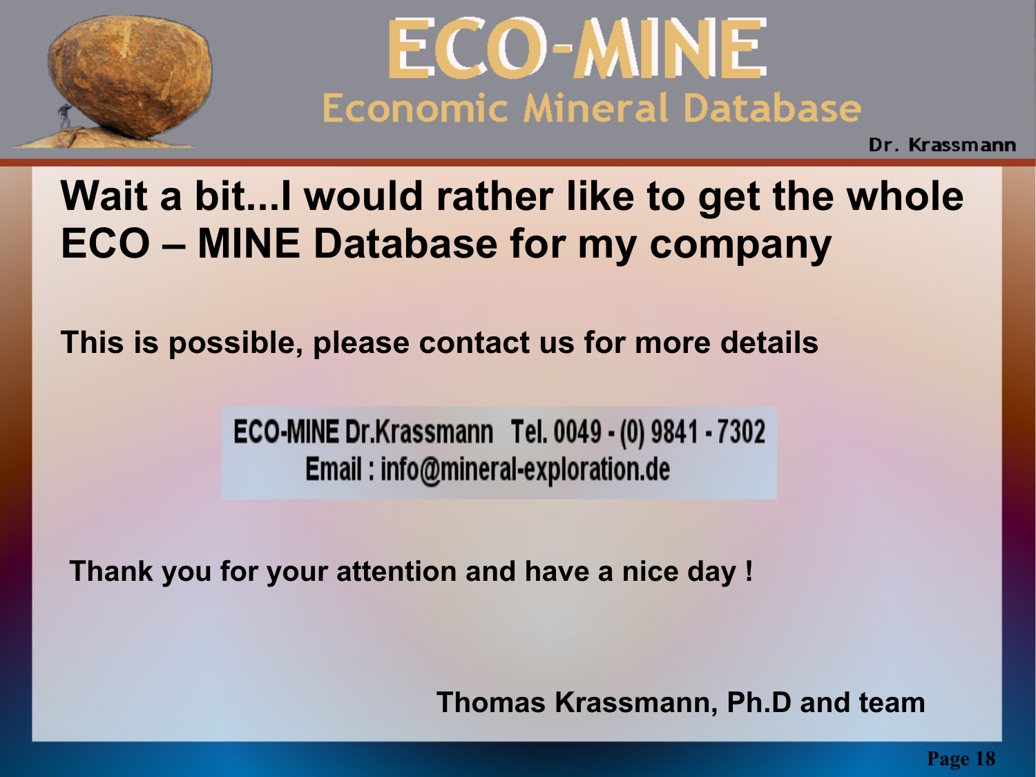# ECO-MINE
## Economic Mineral Database

Dr. Krassmann

## Wait a bit...I would rather like to get the whole ECO – MINE Database for my company

**This is possible, please contact us for more details**

ECO-MINE Dr.Krassmann Tel. 0049 - (0) 9841 - 7302
Email : info@mineral-exploration.de

**Thank you for your attention and have a nice day !**

**Thomas Krassmann, Ph.D and team**